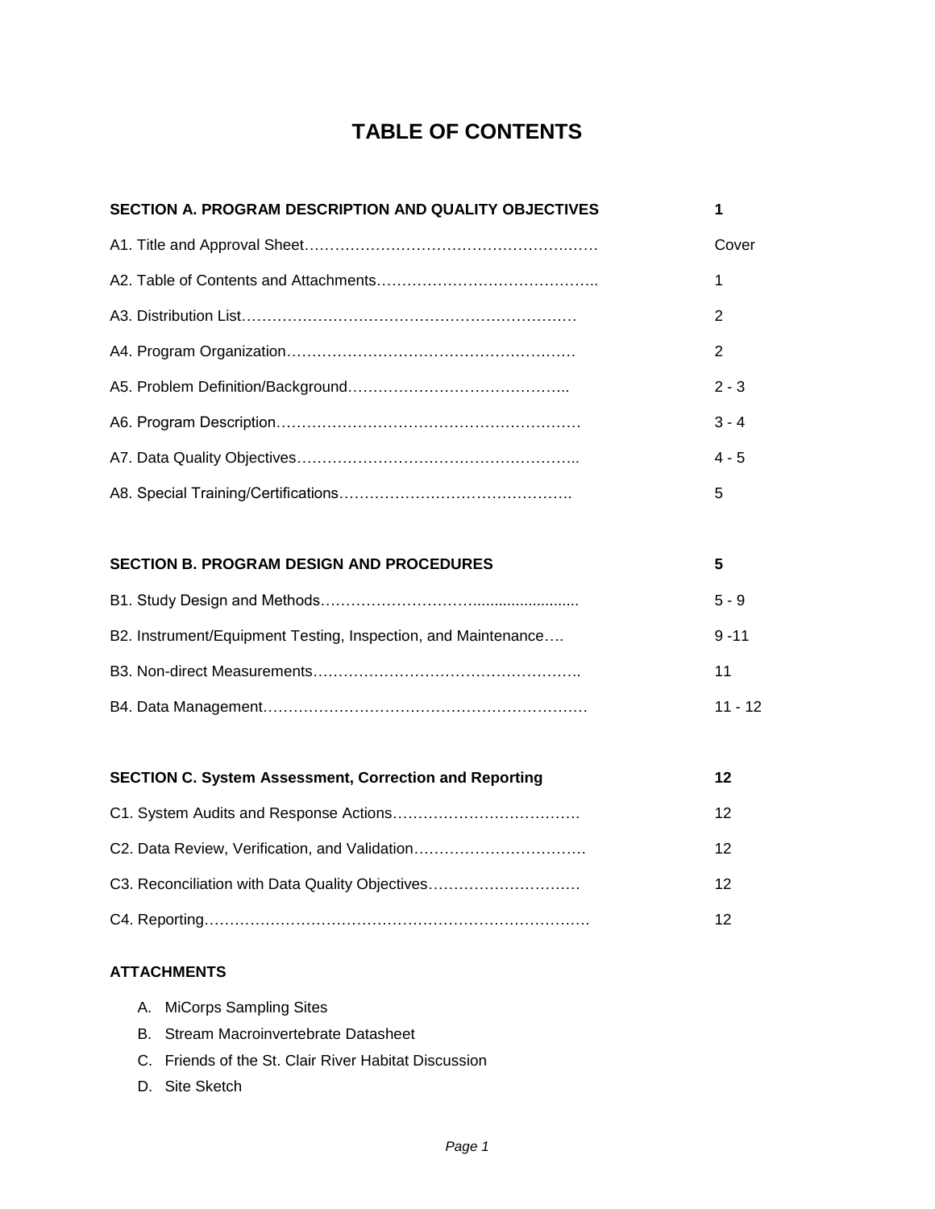# TABLE OF CONTENTS

| | |
|---|---|
| **SECTION A. PROGRAM DESCRIPTION AND QUALITY OBJECTIVES** | **1** |
| A1. Title and Approval Sheet | Cover |
| A2. Table of Contents and Attachments | 1 |
| A3. Distribution List | 2 |
| A4. Program Organization | 2 |
| A5. Problem Definition/Background | 2 - 3 |
| A6. Program Description | 3 - 4 |
| A7. Data Quality Objectives | 4 - 5 |
| A8. Special Training/Certifications | 5 |
| **SECTION B. PROGRAM DESIGN AND PROCEDURES** | **5** |
| B1. Study Design and Methods | 5 - 9 |
| B2. Instrument/Equipment Testing, Inspection, and Maintenance | 9 -11 |
| B3. Non-direct Measurements | 11 |
| B4. Data Management | 11 - 12 |
| **SECTION C. System Assessment, Correction and Reporting** | **12** |
| C1. System Audits and Response Actions | 12 |
| C2. Data Review, Verification, and Validation | 12 |
| C3. Reconciliation with Data Quality Objectives | 12 |
| C4. Reporting | 12 |

**ATTACHMENTS**

A. MiCorps Sampling Sites
B. Stream Macroinvertebrate Datasheet
C. Friends of the St. Clair River Habitat Discussion
D. Site Sketch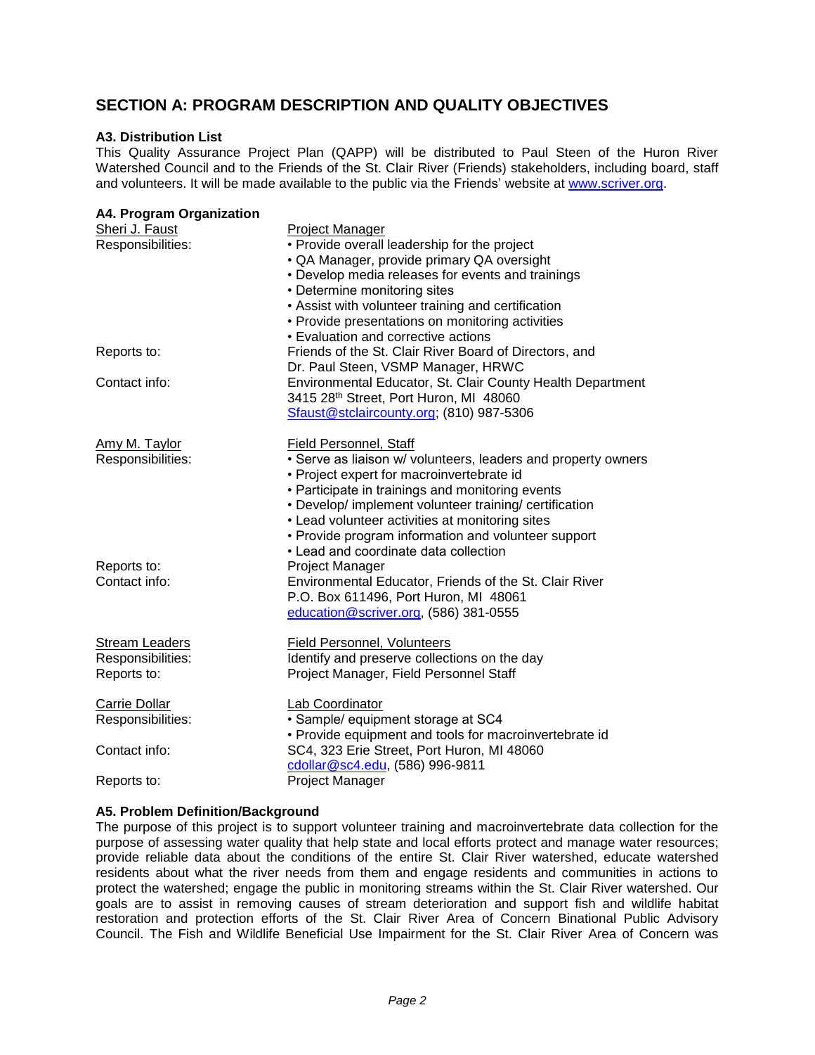# SECTION A: PROGRAM DESCRIPTION AND QUALITY OBJECTIVES

### A3. Distribution List

This Quality Assurance Project Plan (QAPP) will be distributed to Paul Steen of the Huron River Watershed Council and to the Friends of the St. Clair River (Friends) stakeholders, including board, staff and volunteers. It will be made available to the public via the Friends' website at www.scriver.org.

### A4. Program Organization

| | |
|---|---|
| Sheri J. Faust | Project Manager |
| Responsibilities: | • Provide overall leadership for the project<br>• QA Manager, provide primary QA oversight<br>• Develop media releases for events and trainings<br>• Determine monitoring sites<br>• Assist with volunteer training and certification<br>• Provide presentations on monitoring activities<br>• Evaluation and corrective actions |
| Reports to: | Friends of the St. Clair River Board of Directors, and<br>Dr. Paul Steen, VSMP Manager, HRWC |
| Contact info: | Environmental Educator, St. Clair County Health Department<br>3415 28th Street, Port Huron, MI 48060<br>Sfaust@stclaircounty.org; (810) 987-5306 |
| | |
| Amy M. Taylor | Field Personnel, Staff |
| Responsibilities: | • Serve as liaison w/ volunteers, leaders and property owners<br>• Project expert for macroinvertebrate id<br>• Participate in trainings and monitoring events<br>• Develop/ implement volunteer training/ certification<br>• Lead volunteer activities at monitoring sites<br>• Provide program information and volunteer support<br>• Lead and coordinate data collection |
| Reports to: | Project Manager |
| Contact info: | Environmental Educator, Friends of the St. Clair River<br>P.O. Box 611496, Port Huron, MI 48061<br>education@scriver.org, (586) 381-0555 |
| | |
| Stream Leaders | Field Personnel, Volunteers |
| Responsibilities: | Identify and preserve collections on the day |
| Reports to: | Project Manager, Field Personnel Staff |
| | |
| Carrie Dollar | Lab Coordinator |
| Responsibilities: | • Sample/ equipment storage at SC4<br>• Provide equipment and tools for macroinvertebrate id |
| Contact info: | SC4, 323 Erie Street, Port Huron, MI 48060<br>cdollar@sc4.edu, (586) 996-9811 |
| Reports to: | Project Manager |

### A5. Problem Definition/Background

The purpose of this project is to support volunteer training and macroinvertebrate data collection for the purpose of assessing water quality that help state and local efforts protect and manage water resources; provide reliable data about the conditions of the entire St. Clair River watershed, educate watershed residents about what the river needs from them and engage residents and communities in actions to protect the watershed; engage the public in monitoring streams within the St. Clair River watershed. Our goals are to assist in removing causes of stream deterioration and support fish and wildlife habitat restoration and protection efforts of the St. Clair River Area of Concern Binational Public Advisory Council. The Fish and Wildlife Beneficial Use Impairment for the St. Clair River Area of Concern was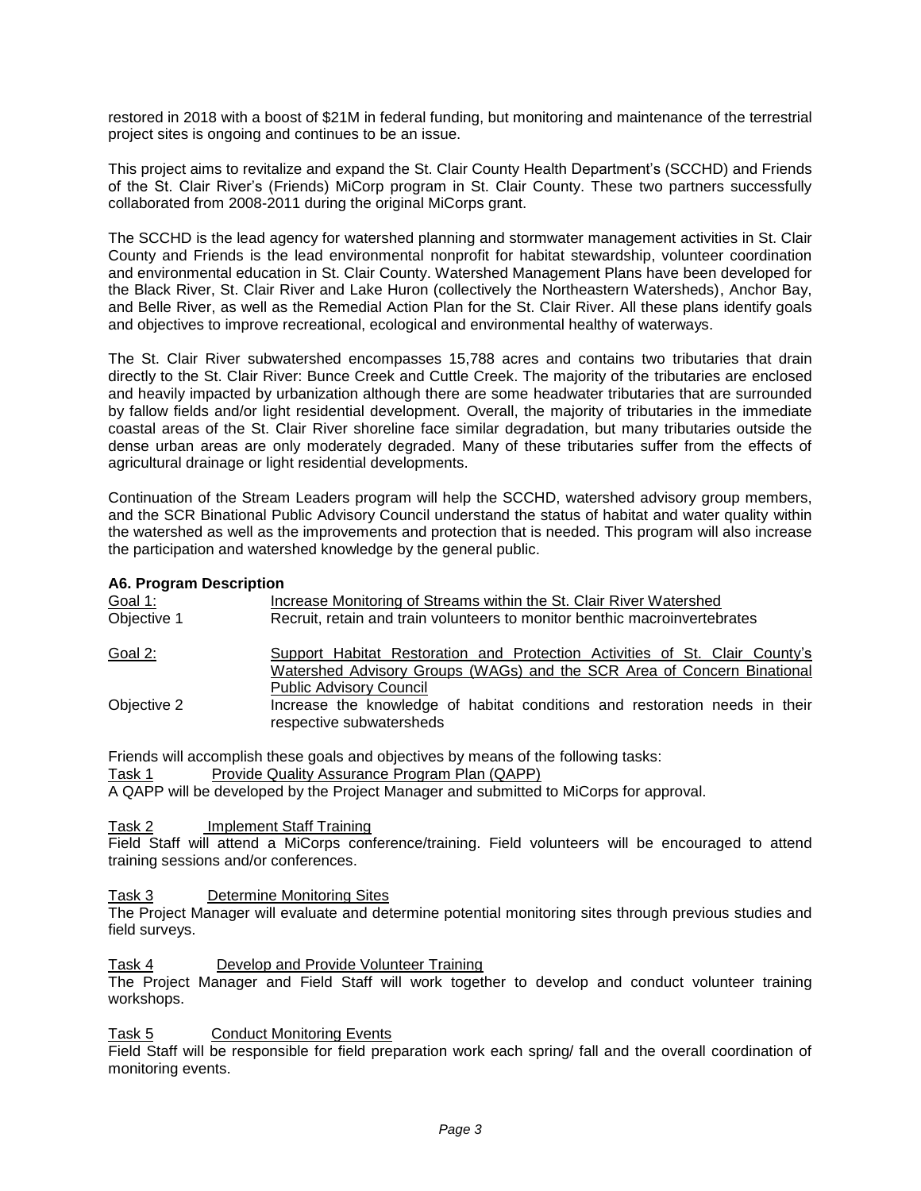restored in 2018 with a boost of $21M in federal funding, but monitoring and maintenance of the terrestrial project sites is ongoing and continues to be an issue.

This project aims to revitalize and expand the St. Clair County Health Department's (SCCHD) and Friends of the St. Clair River's (Friends) MiCorp program in St. Clair County. These two partners successfully collaborated from 2008-2011 during the original MiCorps grant.

The SCCHD is the lead agency for watershed planning and stormwater management activities in St. Clair County and Friends is the lead environmental nonprofit for habitat stewardship, volunteer coordination and environmental education in St. Clair County. Watershed Management Plans have been developed for the Black River, St. Clair River and Lake Huron (collectively the Northeastern Watersheds), Anchor Bay, and Belle River, as well as the Remedial Action Plan for the St. Clair River. All these plans identify goals and objectives to improve recreational, ecological and environmental healthy of waterways.

The St. Clair River subwatershed encompasses 15,788 acres and contains two tributaries that drain directly to the St. Clair River: Bunce Creek and Cuttle Creek. The majority of the tributaries are enclosed and heavily impacted by urbanization although there are some headwater tributaries that are surrounded by fallow fields and/or light residential development. Overall, the majority of tributaries in the immediate coastal areas of the St. Clair River shoreline face similar degradation, but many tributaries outside the dense urban areas are only moderately degraded. Many of these tributaries suffer from the effects of agricultural drainage or light residential developments.

Continuation of the Stream Leaders program will help the SCCHD, watershed advisory group members, and the SCR Binational Public Advisory Council understand the status of habitat and water quality within the watershed as well as the improvements and protection that is needed. This program will also increase the participation and watershed knowledge by the general public.

**A6. Program Description**

Goal 1: Increase Monitoring of Streams within the St. Clair River Watershed

Objective 1 Recruit, retain and train volunteers to monitor benthic macroinvertebrates

Goal 2: Support Habitat Restoration and Protection Activities of St. Clair County's Watershed Advisory Groups (WAGs) and the SCR Area of Concern Binational Public Advisory Council

Objective 2 Increase the knowledge of habitat conditions and restoration needs in their respective subwatersheds

Friends will accomplish these goals and objectives by means of the following tasks:

Task 1 Provide Quality Assurance Program Plan (QAPP)

A QAPP will be developed by the Project Manager and submitted to MiCorps for approval.

Task 2 Implement Staff Training

Field Staff will attend a MiCorps conference/training. Field volunteers will be encouraged to attend training sessions and/or conferences.

Task 3 Determine Monitoring Sites

The Project Manager will evaluate and determine potential monitoring sites through previous studies and field surveys.

Task 4 Develop and Provide Volunteer Training

The Project Manager and Field Staff will work together to develop and conduct volunteer training workshops.

Task 5 Conduct Monitoring Events

Field Staff will be responsible for field preparation work each spring/ fall and the overall coordination of monitoring events.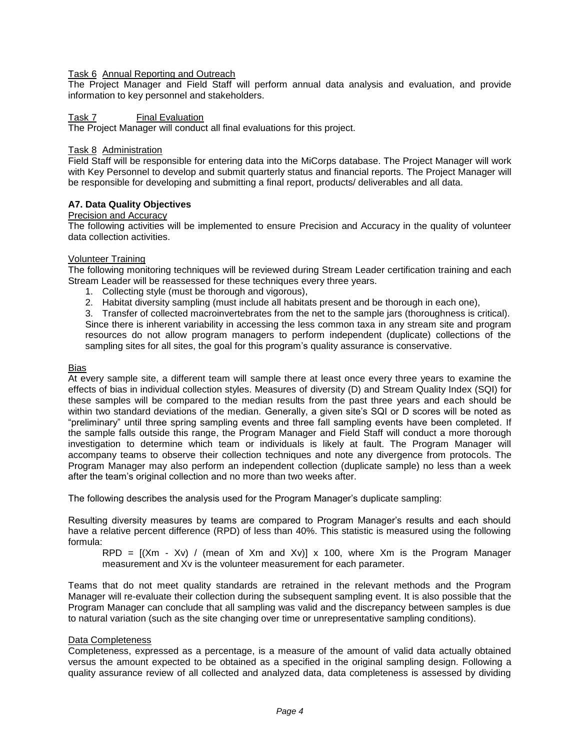Task 6 Annual Reporting and Outreach

The Project Manager and Field Staff will perform annual data analysis and evaluation, and provide information to key personnel and stakeholders.

Task 7 Final Evaluation

The Project Manager will conduct all final evaluations for this project.

Task 8 Administration

Field Staff will be responsible for entering data into the MiCorps database. The Project Manager will work with Key Personnel to develop and submit quarterly status and financial reports. The Project Manager will be responsible for developing and submitting a final report, products/ deliverables and all data.

### A7. Data Quality Objectives

Precision and Accuracy

The following activities will be implemented to ensure Precision and Accuracy in the quality of volunteer data collection activities.

Volunteer Training

The following monitoring techniques will be reviewed during Stream Leader certification training and each Stream Leader will be reassessed for these techniques every three years.

1. Collecting style (must be thorough and vigorous),
2. Habitat diversity sampling (must include all habitats present and be thorough in each one),
3. Transfer of collected macroinvertebrates from the net to the sample jars (thoroughness is critical).

Since there is inherent variability in accessing the less common taxa in any stream site and program resources do not allow program managers to perform independent (duplicate) collections of the sampling sites for all sites, the goal for this program's quality assurance is conservative.

Bias

At every sample site, a different team will sample there at least once every three years to examine the effects of bias in individual collection styles. Measures of diversity (D) and Stream Quality Index (SQI) for these samples will be compared to the median results from the past three years and each should be within two standard deviations of the median. Generally, a given site's SQI or D scores will be noted as "preliminary" until three spring sampling events and three fall sampling events have been completed. If the sample falls outside this range, the Program Manager and Field Staff will conduct a more thorough investigation to determine which team or individuals is likely at fault. The Program Manager will accompany teams to observe their collection techniques and note any divergence from protocols. The Program Manager may also perform an independent collection (duplicate sample) no less than a week after the team's original collection and no more than two weeks after.

The following describes the analysis used for the Program Manager's duplicate sampling:

Resulting diversity measures by teams are compared to Program Manager's results and each should have a relative percent difference (RPD) of less than 40%. This statistic is measured using the following formula:

$RPD = [(X_m - X_v) / (\text{mean of } X_m \text{ and } X_v)] \times 100$, where $X_m$ is the Program Manager measurement and $X_v$ is the volunteer measurement for each parameter.

Teams that do not meet quality standards are retrained in the relevant methods and the Program Manager will re-evaluate their collection during the subsequent sampling event. It is also possible that the Program Manager can conclude that all sampling was valid and the discrepancy between samples is due to natural variation (such as the site changing over time or unrepresentative sampling conditions).

Data Completeness

Completeness, expressed as a percentage, is a measure of the amount of valid data actually obtained versus the amount expected to be obtained as a specified in the original sampling design. Following a quality assurance review of all collected and analyzed data, data completeness is assessed by dividing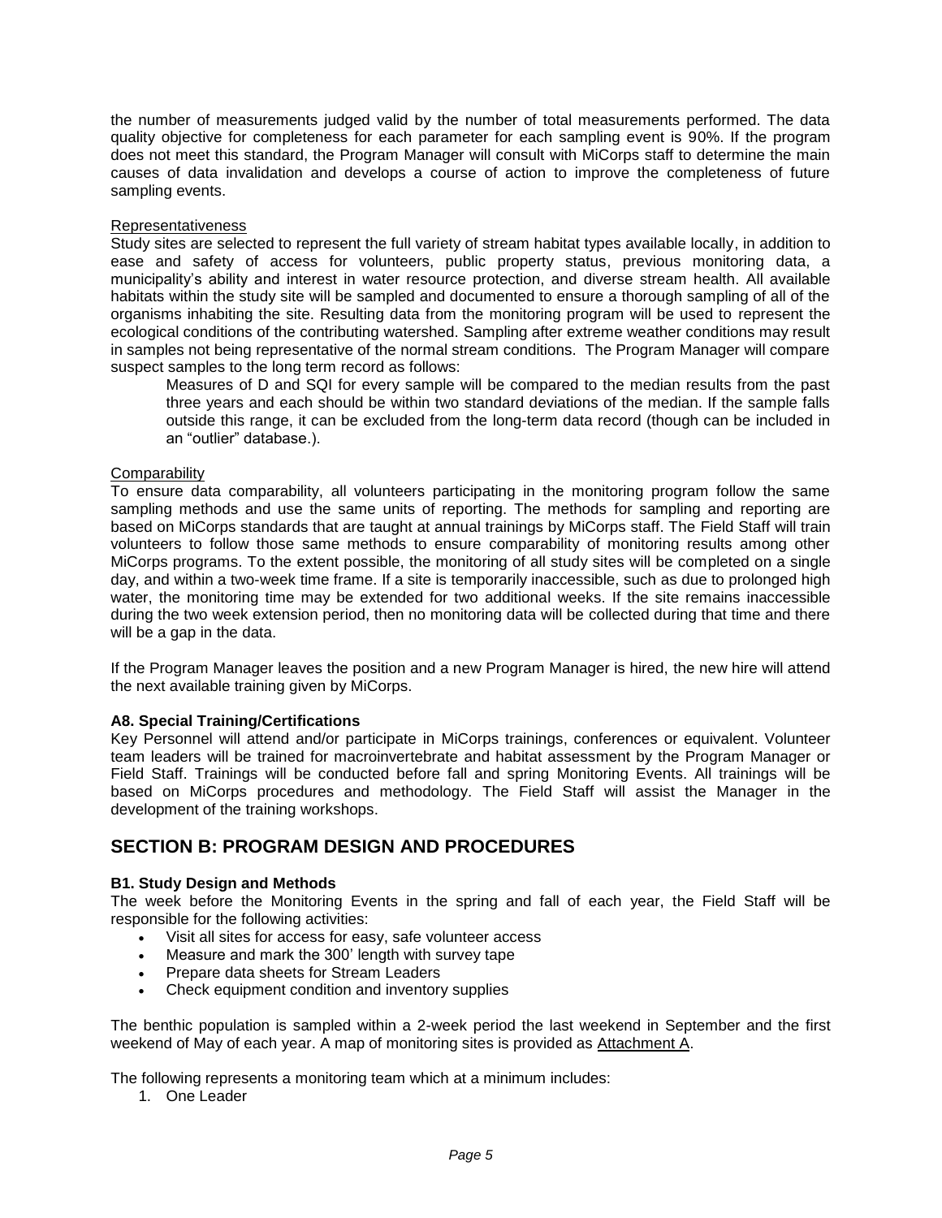the number of measurements judged valid by the number of total measurements performed. The data quality objective for completeness for each parameter for each sampling event is 90%. If the program does not meet this standard, the Program Manager will consult with MiCorps staff to determine the main causes of data invalidation and develops a course of action to improve the completeness of future sampling events.

<u>Representativeness</u>

Study sites are selected to represent the full variety of stream habitat types available locally, in addition to ease and safety of access for volunteers, public property status, previous monitoring data, a municipality's ability and interest in water resource protection, and diverse stream health. All available habitats within the study site will be sampled and documented to ensure a thorough sampling of all of the organisms inhabiting the site. Resulting data from the monitoring program will be used to represent the ecological conditions of the contributing watershed. Sampling after extreme weather conditions may result in samples not being representative of the normal stream conditions. The Program Manager will compare suspect samples to the long term record as follows:

> Measures of D and SQI for every sample will be compared to the median results from the past three years and each should be within two standard deviations of the median. If the sample falls outside this range, it can be excluded from the long-term data record (though can be included in an "outlier" database.).

<u>Comparability</u>

To ensure data comparability, all volunteers participating in the monitoring program follow the same sampling methods and use the same units of reporting. The methods for sampling and reporting are based on MiCorps standards that are taught at annual trainings by MiCorps staff. The Field Staff will train volunteers to follow those same methods to ensure comparability of monitoring results among other MiCorps programs. To the extent possible, the monitoring of all study sites will be completed on a single day, and within a two-week time frame. If a site is temporarily inaccessible, such as due to prolonged high water, the monitoring time may be extended for two additional weeks. If the site remains inaccessible during the two week extension period, then no monitoring data will be collected during that time and there will be a gap in the data.

If the Program Manager leaves the position and a new Program Manager is hired, the new hire will attend the next available training given by MiCorps.

### A8. Special Training/Certifications

Key Personnel will attend and/or participate in MiCorps trainings, conferences or equivalent. Volunteer team leaders will be trained for macroinvertebrate and habitat assessment by the Program Manager or Field Staff. Trainings will be conducted before fall and spring Monitoring Events. All trainings will be based on MiCorps procedures and methodology. The Field Staff will assist the Manager in the development of the training workshops.

## SECTION B: PROGRAM DESIGN AND PROCEDURES

### B1. Study Design and Methods

The week before the Monitoring Events in the spring and fall of each year, the Field Staff will be responsible for the following activities:

- Visit all sites for access for easy, safe volunteer access
- Measure and mark the 300' length with survey tape
- Prepare data sheets for Stream Leaders
- Check equipment condition and inventory supplies

The benthic population is sampled within a 2-week period the last weekend in September and the first weekend of May of each year. A map of monitoring sites is provided as <u>Attachment A</u>.

The following represents a monitoring team which at a minimum includes:

1. One Leader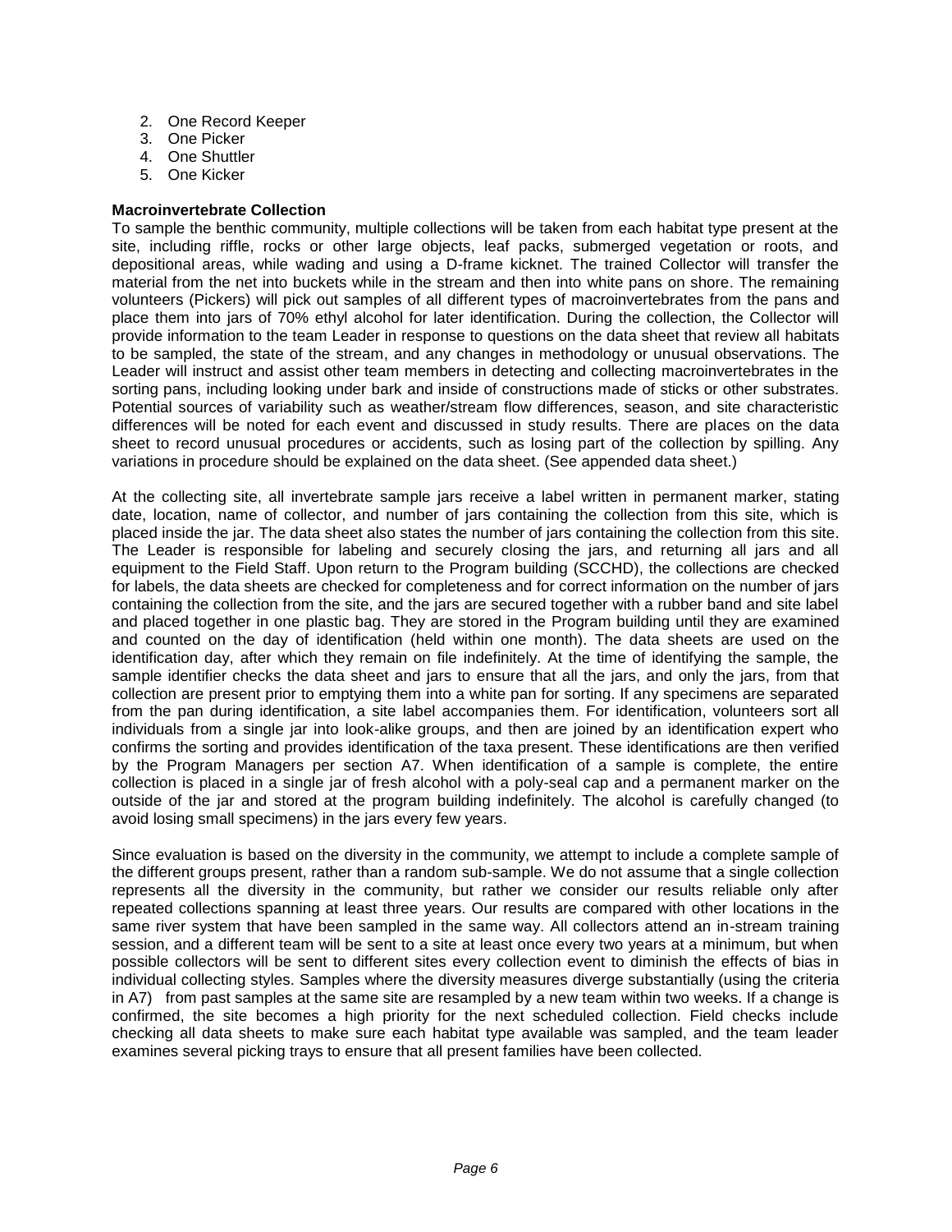2. One Record Keeper
3. One Picker
4. One Shuttler
5. One Kicker

**Macroinvertebrate Collection**

To sample the benthic community, multiple collections will be taken from each habitat type present at the site, including riffle, rocks or other large objects, leaf packs, submerged vegetation or roots, and depositional areas, while wading and using a D-frame kicknet. The trained Collector will transfer the material from the net into buckets while in the stream and then into white pans on shore. The remaining volunteers (Pickers) will pick out samples of all different types of macroinvertebrates from the pans and place them into jars of 70% ethyl alcohol for later identification. During the collection, the Collector will provide information to the team Leader in response to questions on the data sheet that review all habitats to be sampled, the state of the stream, and any changes in methodology or unusual observations. The Leader will instruct and assist other team members in detecting and collecting macroinvertebrates in the sorting pans, including looking under bark and inside of constructions made of sticks or other substrates. Potential sources of variability such as weather/stream flow differences, season, and site characteristic differences will be noted for each event and discussed in study results. There are places on the data sheet to record unusual procedures or accidents, such as losing part of the collection by spilling. Any variations in procedure should be explained on the data sheet. (See appended data sheet.)

At the collecting site, all invertebrate sample jars receive a label written in permanent marker, stating date, location, name of collector, and number of jars containing the collection from this site, which is placed inside the jar. The data sheet also states the number of jars containing the collection from this site. The Leader is responsible for labeling and securely closing the jars, and returning all jars and all equipment to the Field Staff. Upon return to the Program building (SCCHD), the collections are checked for labels, the data sheets are checked for completeness and for correct information on the number of jars containing the collection from the site, and the jars are secured together with a rubber band and site label and placed together in one plastic bag. They are stored in the Program building until they are examined and counted on the day of identification (held within one month). The data sheets are used on the identification day, after which they remain on file indefinitely. At the time of identifying the sample, the sample identifier checks the data sheet and jars to ensure that all the jars, and only the jars, from that collection are present prior to emptying them into a white pan for sorting. If any specimens are separated from the pan during identification, a site label accompanies them. For identification, volunteers sort all individuals from a single jar into look-alike groups, and then are joined by an identification expert who confirms the sorting and provides identification of the taxa present. These identifications are then verified by the Program Managers per section A7. When identification of a sample is complete, the entire collection is placed in a single jar of fresh alcohol with a poly-seal cap and a permanent marker on the outside of the jar and stored at the program building indefinitely. The alcohol is carefully changed (to avoid losing small specimens) in the jars every few years.

Since evaluation is based on the diversity in the community, we attempt to include a complete sample of the different groups present, rather than a random sub-sample. We do not assume that a single collection represents all the diversity in the community, but rather we consider our results reliable only after repeated collections spanning at least three years. Our results are compared with other locations in the same river system that have been sampled in the same way. All collectors attend an in-stream training session, and a different team will be sent to a site at least once every two years at a minimum, but when possible collectors will be sent to different sites every collection event to diminish the effects of bias in individual collecting styles. Samples where the diversity measures diverge substantially (using the criteria in A7) from past samples at the same site are resampled by a new team within two weeks. If a change is confirmed, the site becomes a high priority for the next scheduled collection. Field checks include checking all data sheets to make sure each habitat type available was sampled, and the team leader examines several picking trays to ensure that all present families have been collected.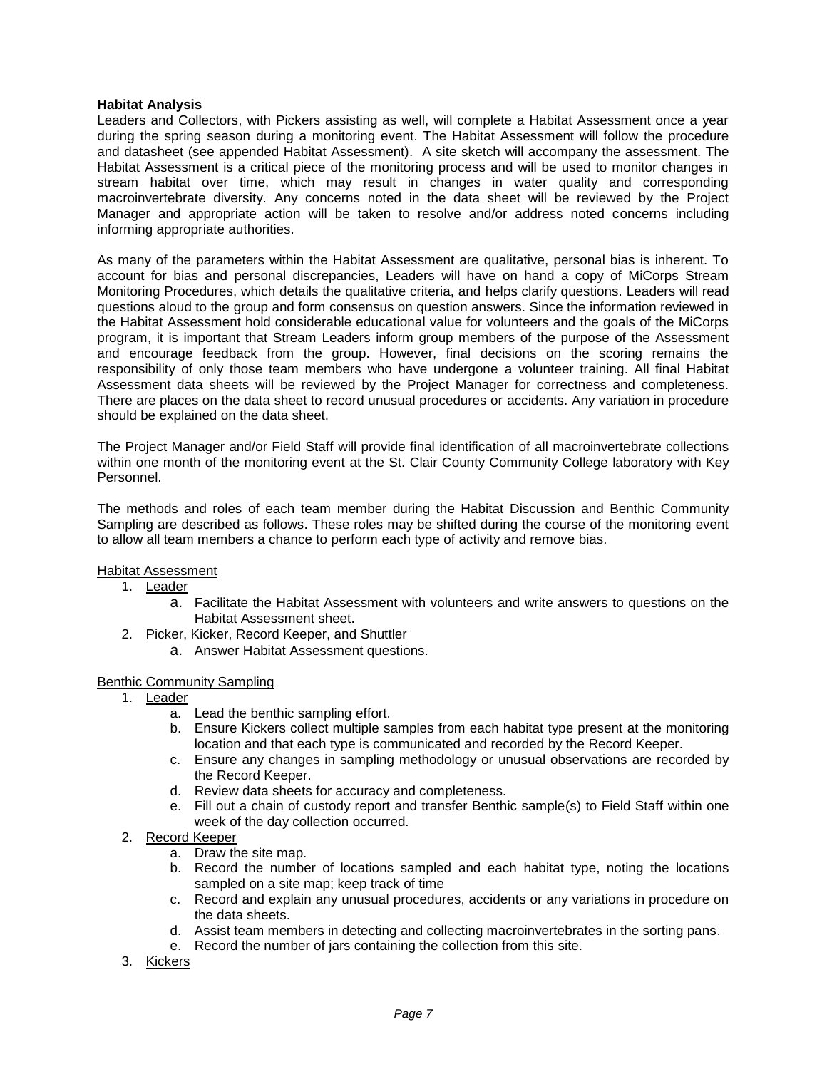**Habitat Analysis**

Leaders and Collectors, with Pickers assisting as well, will complete a Habitat Assessment once a year during the spring season during a monitoring event. The Habitat Assessment will follow the procedure and datasheet (see appended Habitat Assessment). A site sketch will accompany the assessment. The Habitat Assessment is a critical piece of the monitoring process and will be used to monitor changes in stream habitat over time, which may result in changes in water quality and corresponding macroinvertebrate diversity. Any concerns noted in the data sheet will be reviewed by the Project Manager and appropriate action will be taken to resolve and/or address noted concerns including informing appropriate authorities.

As many of the parameters within the Habitat Assessment are qualitative, personal bias is inherent. To account for bias and personal discrepancies, Leaders will have on hand a copy of MiCorps Stream Monitoring Procedures, which details the qualitative criteria, and helps clarify questions. Leaders will read questions aloud to the group and form consensus on question answers. Since the information reviewed in the Habitat Assessment hold considerable educational value for volunteers and the goals of the MiCorps program, it is important that Stream Leaders inform group members of the purpose of the Assessment and encourage feedback from the group. However, final decisions on the scoring remains the responsibility of only those team members who have undergone a volunteer training. All final Habitat Assessment data sheets will be reviewed by the Project Manager for correctness and completeness. There are places on the data sheet to record unusual procedures or accidents. Any variation in procedure should be explained on the data sheet.

The Project Manager and/or Field Staff will provide final identification of all macroinvertebrate collections within one month of the monitoring event at the St. Clair County Community College laboratory with Key Personnel.

The methods and roles of each team member during the Habitat Discussion and Benthic Community Sampling are described as follows. These roles may be shifted during the course of the monitoring event to allow all team members a chance to perform each type of activity and remove bias.

Habitat Assessment

1. Leader
    a. Facilitate the Habitat Assessment with volunteers and write answers to questions on the Habitat Assessment sheet.
2. Picker, Kicker, Record Keeper, and Shuttler
    a. Answer Habitat Assessment questions.

Benthic Community Sampling

1. Leader
    a. Lead the benthic sampling effort.
    b. Ensure Kickers collect multiple samples from each habitat type present at the monitoring location and that each type is communicated and recorded by the Record Keeper.
    c. Ensure any changes in sampling methodology or unusual observations are recorded by the Record Keeper.
    d. Review data sheets for accuracy and completeness.
    e. Fill out a chain of custody report and transfer Benthic sample(s) to Field Staff within one week of the day collection occurred.
2. Record Keeper
    a. Draw the site map.
    b. Record the number of locations sampled and each habitat type, noting the locations sampled on a site map; keep track of time
    c. Record and explain any unusual procedures, accidents or any variations in procedure on the data sheets.
    d. Assist team members in detecting and collecting macroinvertebrates in the sorting pans.
    e. Record the number of jars containing the collection from this site.
3. Kickers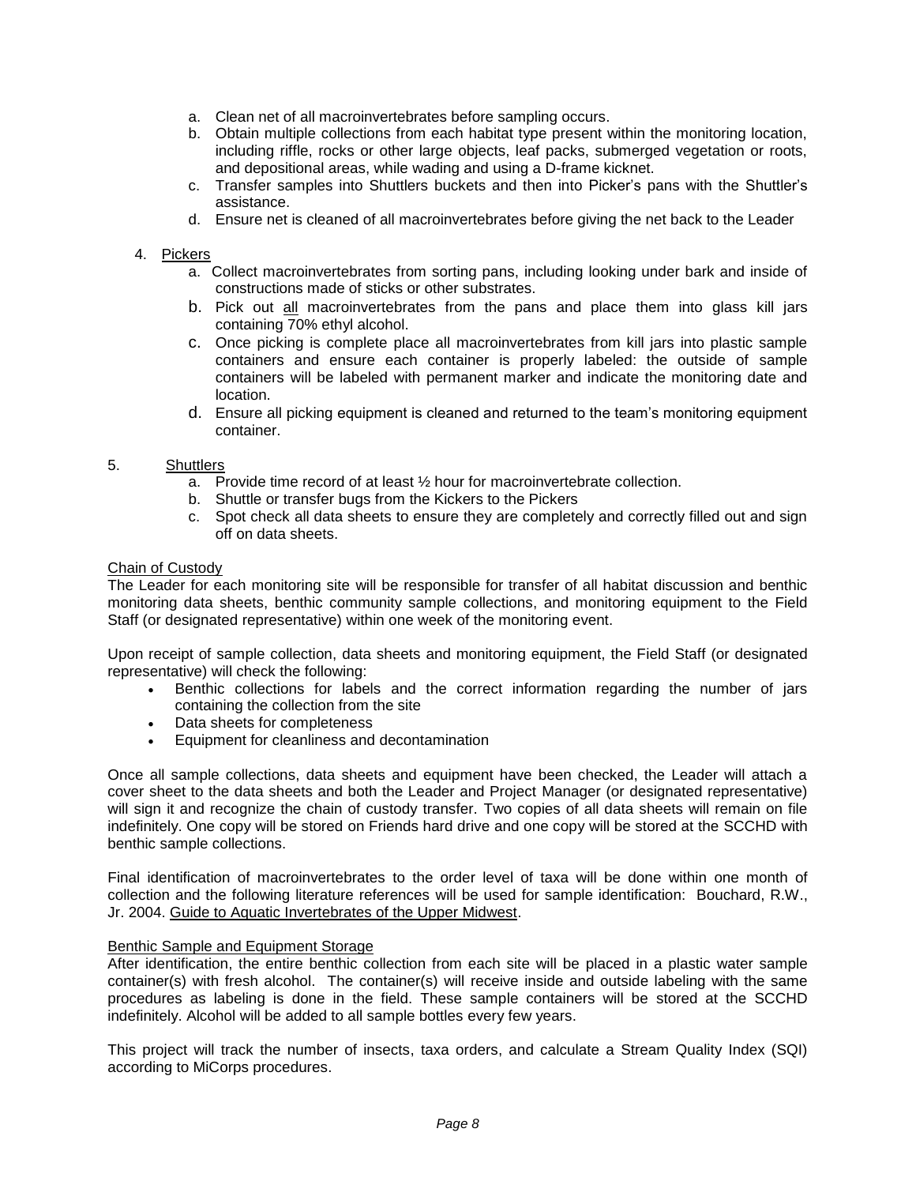a. Clean net of all macroinvertebrates before sampling occurs.
b. Obtain multiple collections from each habitat type present within the monitoring location, including riffle, rocks or other large objects, leaf packs, submerged vegetation or roots, and depositional areas, while wading and using a D-frame kicknet.
c. Transfer samples into Shuttlers buckets and then into Picker's pans with the Shuttler's assistance.
d. Ensure net is cleaned of all macroinvertebrates before giving the net back to the Leader

4. Pickers
   a. Collect macroinvertebrates from sorting pans, including looking under bark and inside of constructions made of sticks or other substrates.
   b. Pick out all macroinvertebrates from the pans and place them into glass kill jars containing 70% ethyl alcohol.
   c. Once picking is complete place all macroinvertebrates from kill jars into plastic sample containers and ensure each container is properly labeled: the outside of sample containers will be labeled with permanent marker and indicate the monitoring date and location.
   d. Ensure all picking equipment is cleaned and returned to the team's monitoring equipment container.

5. Shuttlers
   a. Provide time record of at least ½ hour for macroinvertebrate collection.
   b. Shuttle or transfer bugs from the Kickers to the Pickers
   c. Spot check all data sheets to ensure they are completely and correctly filled out and sign off on data sheets.

## Chain of Custody

The Leader for each monitoring site will be responsible for transfer of all habitat discussion and benthic monitoring data sheets, benthic community sample collections, and monitoring equipment to the Field Staff (or designated representative) within one week of the monitoring event.

Upon receipt of sample collection, data sheets and monitoring equipment, the Field Staff (or designated representative) will check the following:

- Benthic collections for labels and the correct information regarding the number of jars containing the collection from the site
- Data sheets for completeness
- Equipment for cleanliness and decontamination

Once all sample collections, data sheets and equipment have been checked, the Leader will attach a cover sheet to the data sheets and both the Leader and Project Manager (or designated representative) will sign it and recognize the chain of custody transfer. Two copies of all data sheets will remain on file indefinitely. One copy will be stored on Friends hard drive and one copy will be stored at the SCCHD with benthic sample collections.

Final identification of macroinvertebrates to the order level of taxa will be done within one month of collection and the following literature references will be used for sample identification: Bouchard, R.W., Jr. 2004. Guide to Aquatic Invertebrates of the Upper Midwest.

## Benthic Sample and Equipment Storage

After identification, the entire benthic collection from each site will be placed in a plastic water sample container(s) with fresh alcohol. The container(s) will receive inside and outside labeling with the same procedures as labeling is done in the field. These sample containers will be stored at the SCCHD indefinitely. Alcohol will be added to all sample bottles every few years.

This project will track the number of insects, taxa orders, and calculate a Stream Quality Index (SQI) according to MiCorps procedures.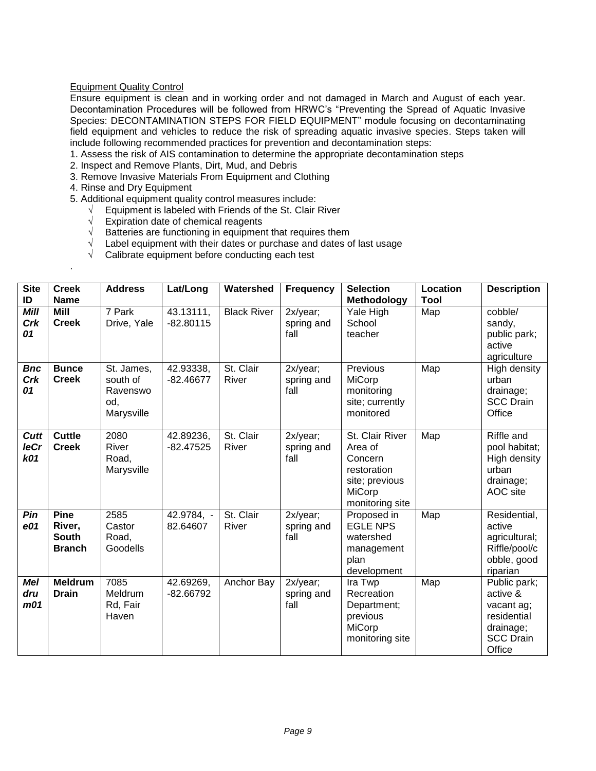Equipment Quality Control

Ensure equipment is clean and in working order and not damaged in March and August of each year. Decontamination Procedures will be followed from HRWC's "Preventing the Spread of Aquatic Invasive Species: DECONTAMINATION STEPS FOR FIELD EQUIPMENT" module focusing on decontaminating field equipment and vehicles to reduce the risk of spreading aquatic invasive species. Steps taken will include following recommended practices for prevention and decontamination steps:

1. Assess the risk of AIS contamination to determine the appropriate decontamination steps
2. Inspect and Remove Plants, Dirt, Mud, and Debris
3. Remove Invasive Materials From Equipment and Clothing
4. Rinse and Dry Equipment
5. Additional equipment quality control measures include:
   - √ Equipment is labeled with Friends of the St. Clair River
   - √ Expiration date of chemical reagents
   - √ Batteries are functioning in equipment that requires them
   - √ Label equipment with their dates or purchase and dates of last usage
   - √ Calibrate equipment before conducting each test

.

| Site ID | Creek Name | Address | Lat/Long | Watershed | Frequency | Selection Methodology | Location Tool | Description |
|---|---|---|---|---|---|---|---|---|
| ***Mill Crk 01*** | **Mill Creek** | 7 Park Drive, Yale | 43.13111, -82.80115 | Black River | 2x/year; spring and fall | Yale High School teacher | Map | cobble/ sandy, public park; active agriculture |
| ***Bnc Crk 01*** | **Bunce Creek** | St. James, south of Ravenswood, Marysville | 42.93338, -82.46677 | St. Clair River | 2x/year; spring and fall | Previous MiCorp monitoring site; currently monitored | Map | High density urban drainage; SCC Drain Office |
| ***CuttleCrk01*** | **Cuttle Creek** | 2080 River Road, Marysville | 42.89236, -82.47525 | St. Clair River | 2x/year; spring and fall | St. Clair River Area of Concern restoration site; previous MiCorp monitoring site | Map | Riffle and pool habitat; High density urban drainage; AOC site |
| ***Pine01*** | **Pine River, South Branch** | 2585 Castor Road, Goodells | 42.9784, -82.64607 | St. Clair River | 2x/year; spring and fall | Proposed in EGLE NPS watershed management plan development | Map | Residential, active agricultural; Riffle/pool/cobble, good riparian |
| ***Meldrum01*** | **Meldrum Drain** | 7085 Meldrum Rd, Fair Haven | 42.69269, -82.66792 | Anchor Bay | 2x/year; spring and fall | Ira Twp Recreation Department; previous MiCorp monitoring site | Map | Public park; active & vacant ag; residential drainage; SCC Drain Office |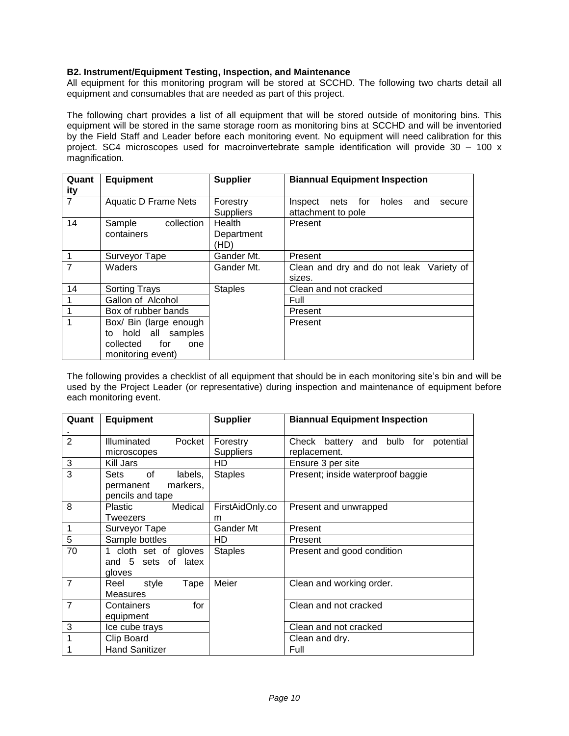**B2. Instrument/Equipment Testing, Inspection, and Maintenance**

All equipment for this monitoring program will be stored at SCCHD. The following two charts detail all equipment and consumables that are needed as part of this project.

The following chart provides a list of all equipment that will be stored outside of monitoring bins. This equipment will be stored in the same storage room as monitoring bins at SCCHD and will be inventoried by the Field Staff and Leader before each monitoring event. No equipment will need calibration for this project. SC4 microscopes used for macroinvertebrate sample identification will provide 30 – 100 x magnification.

| Quantity | Equipment | Supplier | Biannual Equipment Inspection |
|---|---|---|---|
| 7 | Aquatic D Frame Nets | Forestry Suppliers | Inspect nets for holes and secure attachment to pole |
| 14 | Sample collection containers | Health Department (HD) | Present |
| 1 | Surveyor Tape | Gander Mt. | Present |
| 7 | Waders | Gander Mt. | Clean and dry and do not leak Variety of sizes. |
| 14 | Sorting Trays | Staples | Clean and not cracked |
| 1 | Gallon of Alcohol | | Full |
| 1 | Box of rubber bands | | Present |
| 1 | Box/ Bin (large enough to hold all samples collected for one monitoring event) | | Present |

The following provides a checklist of all equipment that should be in each monitoring site's bin and will be used by the Project Leader (or representative) during inspection and maintenance of equipment before each monitoring event.

| Quant. | Equipment | Supplier | Biannual Equipment Inspection |
|---|---|---|---|
| 2 | Illuminated Pocket microscopes | Forestry Suppliers | Check battery and bulb for potential replacement. |
| 3 | Kill Jars | HD | Ensure 3 per site |
| 3 | Sets of labels, permanent markers, pencils and tape | Staples | Present; inside waterproof baggie |
| 8 | Plastic Medical Tweezers | FirstAidOnly.com | Present and unwrapped |
| 1 | Surveyor Tape | Gander Mt | Present |
| 5 | Sample bottles | HD | Present |
| 70 | 1 cloth set of gloves and 5 sets of latex gloves | Staples | Present and good condition |
| 7 | Reel style Tape Measures | Meier | Clean and working order. |
| 7 | Containers for equipment | | Clean and not cracked |
| 3 | Ice cube trays | | Clean and not cracked |
| 1 | Clip Board | | Clean and dry. |
| 1 | Hand Sanitizer | | Full |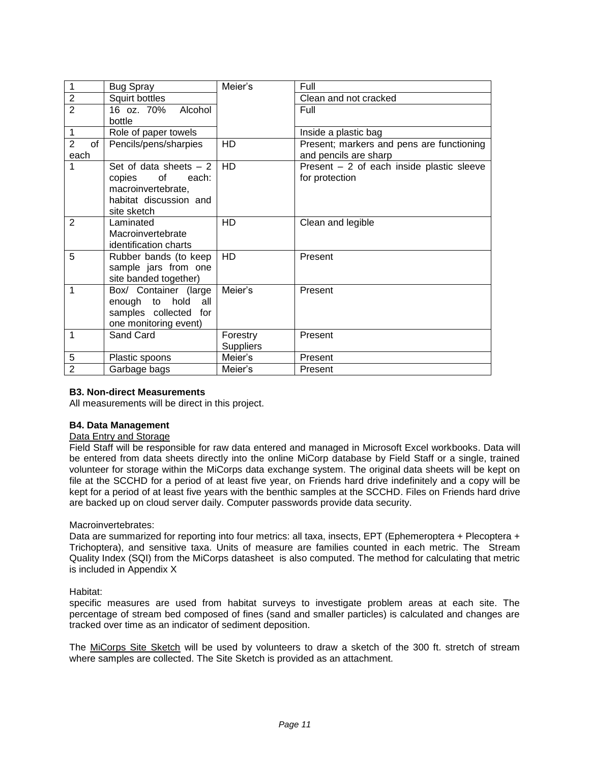| 1 | Bug Spray | Meier's | Full |
|---|---|---|---|
| 2 | Squirt bottles | | Clean and not cracked |
| 2 | 16 oz. 70% Alcohol bottle | | Full |
| 1 | Role of paper towels | | Inside a plastic bag |
| 2 of each | Pencils/pens/sharpies | HD | Present; markers and pens are functioning and pencils are sharp |
| 1 | Set of data sheets – 2 copies of each: macroinvertebrate, habitat discussion and site sketch | HD | Present – 2 of each inside plastic sleeve for protection |
| 2 | Laminated Macroinvertebrate identification charts | HD | Clean and legible |
| 5 | Rubber bands (to keep sample jars from one site banded together) | HD | Present |
| 1 | Box/ Container (large enough to hold all samples collected for one monitoring event) | Meier's | Present |
| 1 | Sand Card | Forestry Suppliers | Present |
| 5 | Plastic spoons | Meier's | Present |
| 2 | Garbage bags | Meier's | Present |

**B3. Non-direct Measurements**

All measurements will be direct in this project.

**B4. Data Management**

Data Entry and Storage

Field Staff will be responsible for raw data entered and managed in Microsoft Excel workbooks. Data will be entered from data sheets directly into the online MiCorp database by Field Staff or a single, trained volunteer for storage within the MiCorps data exchange system. The original data sheets will be kept on file at the SCCHD for a period of at least five year, on Friends hard drive indefinitely and a copy will be kept for a period of at least five years with the benthic samples at the SCCHD. Files on Friends hard drive are backed up on cloud server daily. Computer passwords provide data security.

Macroinvertebrates:

Data are summarized for reporting into four metrics: all taxa, insects, EPT (Ephemeroptera + Plecoptera + Trichoptera), and sensitive taxa. Units of measure are families counted in each metric. The Stream Quality Index (SQI) from the MiCorps datasheet is also computed. The method for calculating that metric is included in Appendix X

Habitat:

specific measures are used from habitat surveys to investigate problem areas at each site. The percentage of stream bed composed of fines (sand and smaller particles) is calculated and changes are tracked over time as an indicator of sediment deposition.

The MiCorps Site Sketch will be used by volunteers to draw a sketch of the 300 ft. stretch of stream where samples are collected. The Site Sketch is provided as an attachment.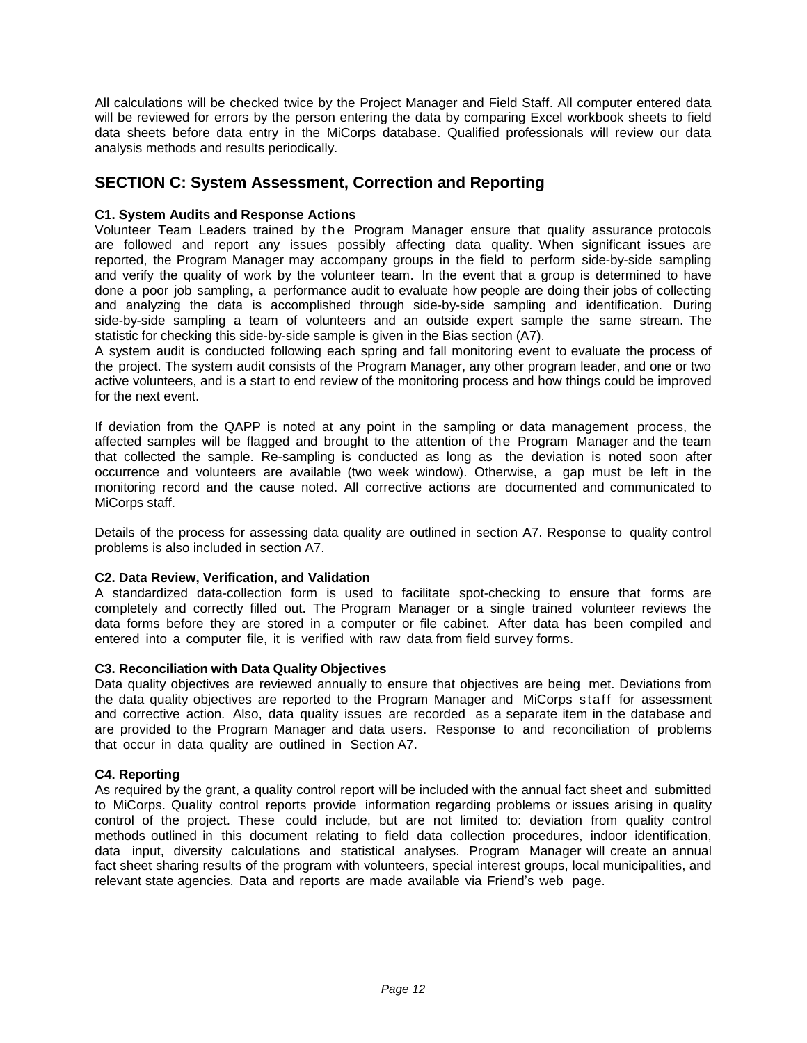All calculations will be checked twice by the Project Manager and Field Staff. All computer entered data will be reviewed for errors by the person entering the data by comparing Excel workbook sheets to field data sheets before data entry in the MiCorps database. Qualified professionals will review our data analysis methods and results periodically.

## SECTION C: System Assessment, Correction and Reporting

**C1. System Audits and Response Actions**

Volunteer Team Leaders trained by the Program Manager ensure that quality assurance protocols are followed and report any issues possibly affecting data quality. When significant issues are reported, the Program Manager may accompany groups in the field to perform side-by-side sampling and verify the quality of work by the volunteer team. In the event that a group is determined to have done a poor job sampling, a performance audit to evaluate how people are doing their jobs of collecting and analyzing the data is accomplished through side-by-side sampling and identification. During side-by-side sampling a team of volunteers and an outside expert sample the same stream. The statistic for checking this side-by-side sample is given in the Bias section (A7).

A system audit is conducted following each spring and fall monitoring event to evaluate the process of the project. The system audit consists of the Program Manager, any other program leader, and one or two active volunteers, and is a start to end review of the monitoring process and how things could be improved for the next event.

If deviation from the QAPP is noted at any point in the sampling or data management process, the affected samples will be flagged and brought to the attention of the Program Manager and the team that collected the sample. Re-sampling is conducted as long as the deviation is noted soon after occurrence and volunteers are available (two week window). Otherwise, a gap must be left in the monitoring record and the cause noted. All corrective actions are documented and communicated to MiCorps staff.

Details of the process for assessing data quality are outlined in section A7. Response to quality control problems is also included in section A7.

**C2. Data Review, Verification, and Validation**

A standardized data-collection form is used to facilitate spot-checking to ensure that forms are completely and correctly filled out. The Program Manager or a single trained volunteer reviews the data forms before they are stored in a computer or file cabinet. After data has been compiled and entered into a computer file, it is verified with raw data from field survey forms.

**C3. Reconciliation with Data Quality Objectives**

Data quality objectives are reviewed annually to ensure that objectives are being met. Deviations from the data quality objectives are reported to the Program Manager and MiCorps staff for assessment and corrective action. Also, data quality issues are recorded as a separate item in the database and are provided to the Program Manager and data users. Response to and reconciliation of problems that occur in data quality are outlined in Section A7.

**C4. Reporting**

As required by the grant, a quality control report will be included with the annual fact sheet and submitted to MiCorps. Quality control reports provide information regarding problems or issues arising in quality control of the project. These could include, but are not limited to: deviation from quality control methods outlined in this document relating to field data collection procedures, indoor identification, data input, diversity calculations and statistical analyses. Program Manager will create an annual fact sheet sharing results of the program with volunteers, special interest groups, local municipalities, and relevant state agencies. Data and reports are made available via Friend's web page.